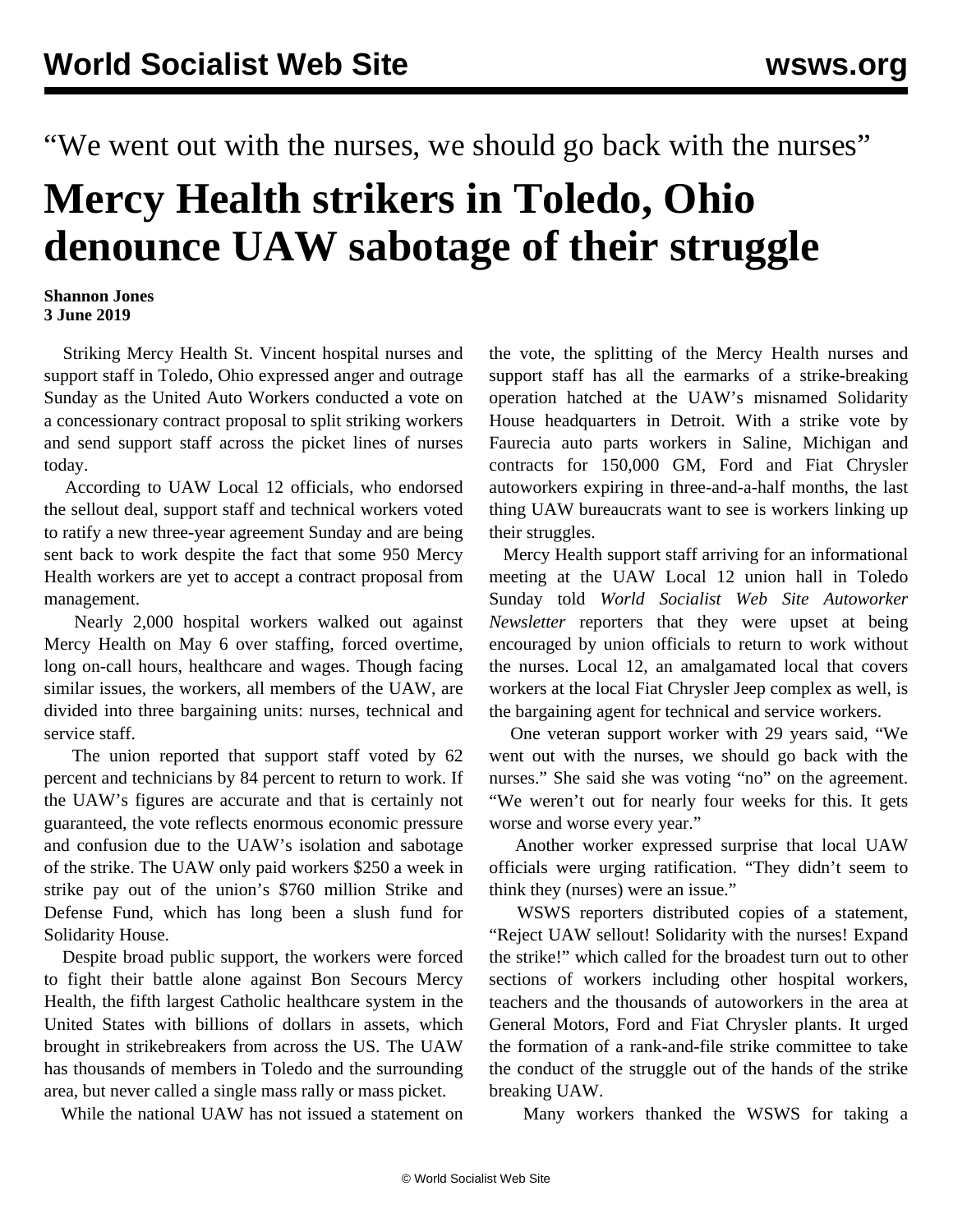“We went out with the nurses, we should go back with the nurses”

# Mercy Health strikers in Toledo, Ohio denounce UAW sabotage of their struggle

**Shannon Jones**
**3 June 2019**

Striking Mercy Health St. Vincent hospital nurses and support staff in Toledo, Ohio expressed anger and outrage Sunday as the United Auto Workers conducted a vote on a concessionary contract proposal to split striking workers and send support staff across the picket lines of nurses today.

According to UAW Local 12 officials, who endorsed the sellout deal, support staff and technical workers voted to ratify a new three-year agreement Sunday and are being sent back to work despite the fact that some 950 Mercy Health workers are yet to accept a contract proposal from management.

Nearly 2,000 hospital workers walked out against Mercy Health on May 6 over staffing, forced overtime, long on-call hours, healthcare and wages. Though facing similar issues, the workers, all members of the UAW, are divided into three bargaining units: nurses, technical and service staff.

The union reported that support staff voted by 62 percent and technicians by 84 percent to return to work. If the UAW’s figures are accurate and that is certainly not guaranteed, the vote reflects enormous economic pressure and confusion due to the UAW’s isolation and sabotage of the strike. The UAW only paid workers $250 a week in strike pay out of the union’s $760 million Strike and Defense Fund, which has long been a slush fund for Solidarity House.

Despite broad public support, the workers were forced to fight their battle alone against Bon Secours Mercy Health, the fifth largest Catholic healthcare system in the United States with billions of dollars in assets, which brought in strikebreakers from across the US. The UAW has thousands of members in Toledo and the surrounding area, but never called a single mass rally or mass picket.

While the national UAW has not issued a statement on the vote, the splitting of the Mercy Health nurses and support staff has all the earmarks of a strike-breaking operation hatched at the UAW’s misnamed Solidarity House headquarters in Detroit. With a strike vote by Faurecia auto parts workers in Saline, Michigan and contracts for 150,000 GM, Ford and Fiat Chrysler autoworkers expiring in three-and-a-half months, the last thing UAW bureaucrats want to see is workers linking up their struggles.

Mercy Health support staff arriving for an informational meeting at the UAW Local 12 union hall in Toledo Sunday told *World Socialist Web Site Autoworker Newsletter* reporters that they were upset at being encouraged by union officials to return to work without the nurses. Local 12, an amalgamated local that covers workers at the local Fiat Chrysler Jeep complex as well, is the bargaining agent for technical and service workers.

One veteran support worker with 29 years said, “We went out with the nurses, we should go back with the nurses.” She said she was voting “no” on the agreement. “We weren’t out for nearly four weeks for this. It gets worse and worse every year.”

Another worker expressed surprise that local UAW officials were urging ratification. “They didn’t seem to think they (nurses) were an issue.”

WSWS reporters distributed copies of a statement, “Reject UAW sellout! Solidarity with the nurses! Expand the strike!” which called for the broadest turn out to other sections of workers including other hospital workers, teachers and the thousands of autoworkers in the area at General Motors, Ford and Fiat Chrysler plants. It urged the formation of a rank-and-file strike committee to take the conduct of the struggle out of the hands of the strike breaking UAW.

Many workers thanked the WSWS for taking a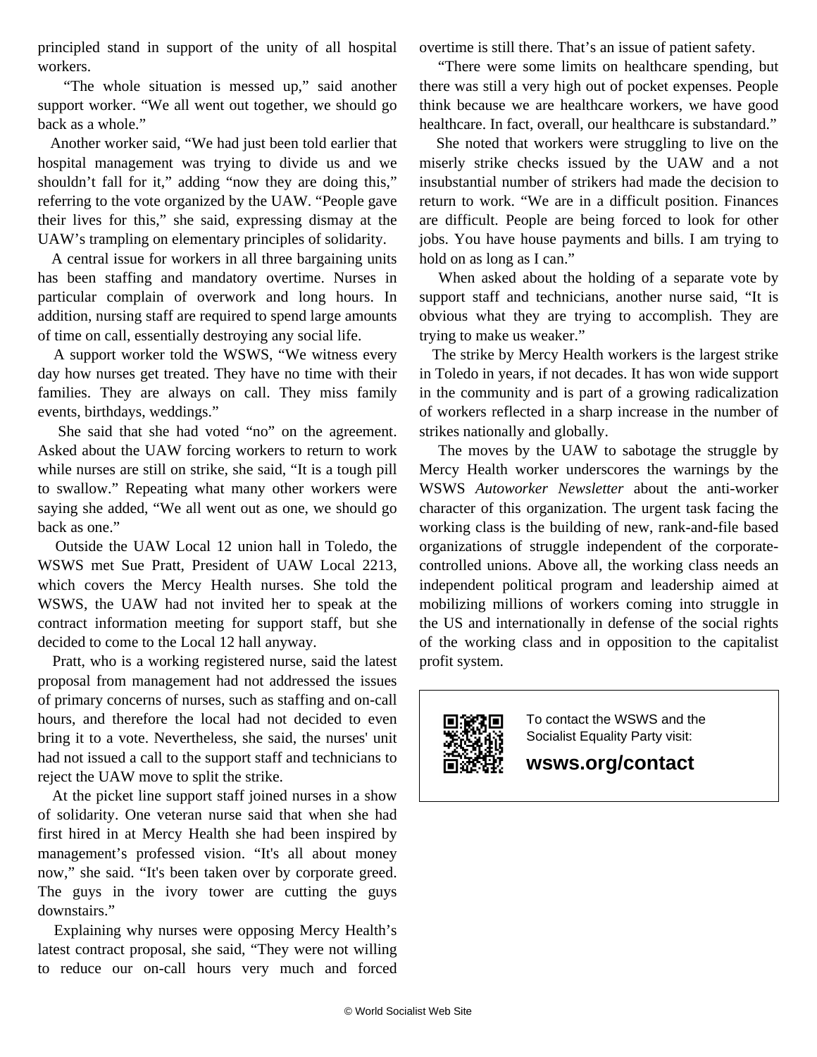principled stand in support of the unity of all hospital workers.

"The whole situation is messed up," said another support worker. "We all went out together, we should go back as a whole."

Another worker said, "We had just been told earlier that hospital management was trying to divide us and we shouldn't fall for it," adding "now they are doing this," referring to the vote organized by the UAW. "People gave their lives for this," she said, expressing dismay at the UAW's trampling on elementary principles of solidarity.

A central issue for workers in all three bargaining units has been staffing and mandatory overtime. Nurses in particular complain of overwork and long hours. In addition, nursing staff are required to spend large amounts of time on call, essentially destroying any social life.

A support worker told the WSWS, "We witness every day how nurses get treated. They have no time with their families. They are always on call. They miss family events, birthdays, weddings."

She said that she had voted "no" on the agreement. Asked about the UAW forcing workers to return to work while nurses are still on strike, she said, "It is a tough pill to swallow." Repeating what many other workers were saying she added, "We all went out as one, we should go back as one."

Outside the UAW Local 12 union hall in Toledo, the WSWS met Sue Pratt, President of UAW Local 2213, which covers the Mercy Health nurses. She told the WSWS, the UAW had not invited her to speak at the contract information meeting for support staff, but she decided to come to the Local 12 hall anyway.

Pratt, who is a working registered nurse, said the latest proposal from management had not addressed the issues of primary concerns of nurses, such as staffing and on-call hours, and therefore the local had not decided to even bring it to a vote. Nevertheless, she said, the nurses' unit had not issued a call to the support staff and technicians to reject the UAW move to split the strike.

At the picket line support staff joined nurses in a show of solidarity. One veteran nurse said that when she had first hired in at Mercy Health she had been inspired by management's professed vision. "It's all about money now," she said. "It's been taken over by corporate greed. The guys in the ivory tower are cutting the guys downstairs."

Explaining why nurses were opposing Mercy Health's latest contract proposal, she said, "They were not willing to reduce our on-call hours very much and forced overtime is still there. That's an issue of patient safety.

"There were some limits on healthcare spending, but there was still a very high out of pocket expenses. People think because we are healthcare workers, we have good healthcare. In fact, overall, our healthcare is substandard."

She noted that workers were struggling to live on the miserly strike checks issued by the UAW and a not insubstantial number of strikers had made the decision to return to work. "We are in a difficult position. Finances are difficult. People are being forced to look for other jobs. You have house payments and bills. I am trying to hold on as long as I can."

When asked about the holding of a separate vote by support staff and technicians, another nurse said, "It is obvious what they are trying to accomplish. They are trying to make us weaker."

The strike by Mercy Health workers is the largest strike in Toledo in years, if not decades. It has won wide support in the community and is part of a growing radicalization of workers reflected in a sharp increase in the number of strikes nationally and globally.

The moves by the UAW to sabotage the struggle by Mercy Health worker underscores the warnings by the WSWS *Autoworker Newsletter* about the anti-worker character of this organization. The urgent task facing the working class is the building of new, rank-and-file based organizations of struggle independent of the corporate-controlled unions. Above all, the working class needs an independent political program and leadership aimed at mobilizing millions of workers coming into struggle in the US and internationally in defense of the social rights of the working class and in opposition to the capitalist profit system.

To contact the WSWS and the Socialist Equality Party visit:

**wsws.org/contact**